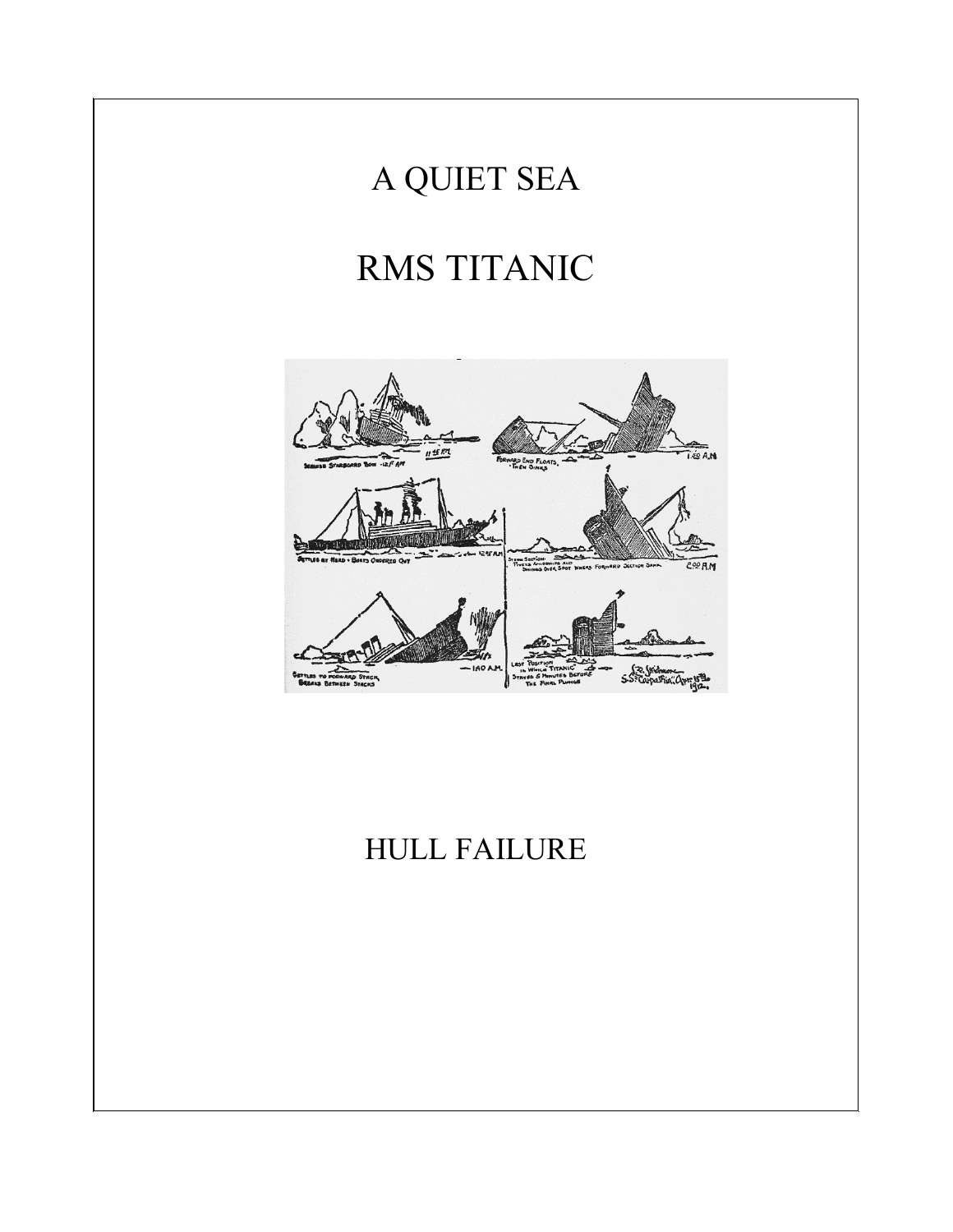# A QUIET SEA

# RMS TITANIC

# HULL FAILURE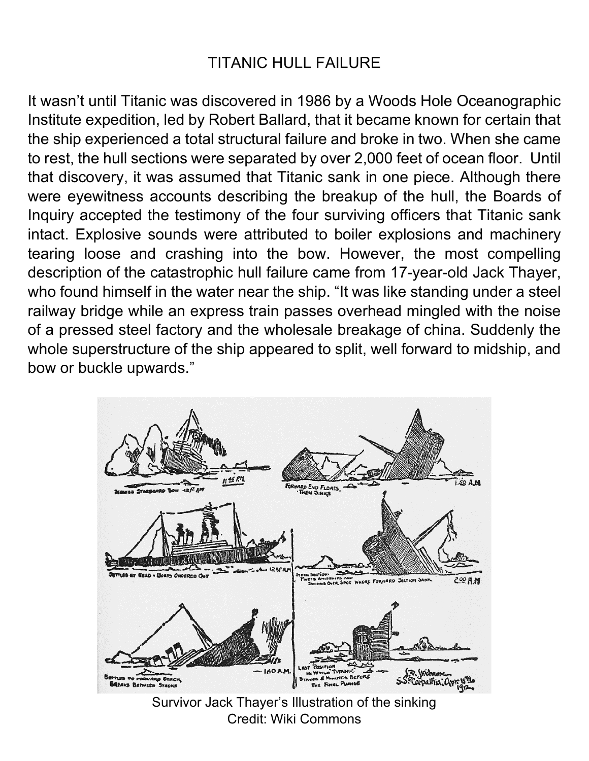# TITANIC HULL FAILURE

It wasn't until Titanic was discovered in 1986 by a Woods Hole Oceanographic Institute expedition, led by Robert Ballard, that it became known for certain that the ship experienced a total structural failure and broke in two. When she came to rest, the hull sections were separated by over 2,000 feet of ocean floor. Until that discovery, it was assumed that Titanic sank in one piece. Although there were eyewitness accounts describing the breakup of the hull, the Boards of Inquiry accepted the testimony of the four surviving officers that Titanic sank intact. Explosive sounds were attributed to boiler explosions and machinery tearing loose and crashing into the bow. However, the most compelling description of the catastrophic hull failure came from 17-year-old Jack Thayer, who found himself in the water near the ship. "It was like standing under a steel railway bridge while an express train passes overhead mingled with the noise of a pressed steel factory and the wholesale breakage of china. Suddenly the whole superstructure of the ship appeared to split, well forward to midship, and bow or buckle upwards."

Survivor Jack Thayer's Illustration of the sinking
Credit: Wiki Commons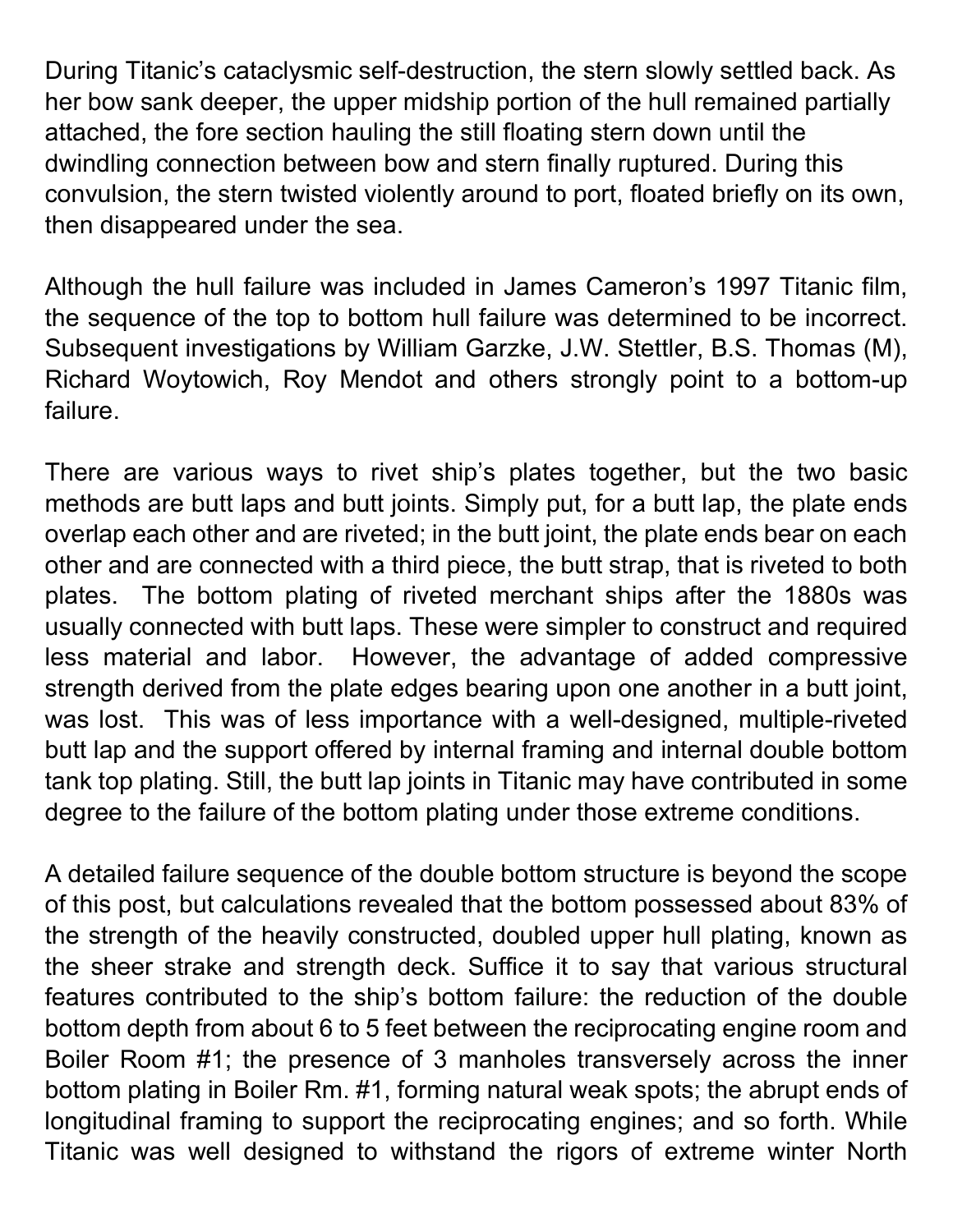During Titanic's cataclysmic self-destruction, the stern slowly settled back. As her bow sank deeper, the upper midship portion of the hull remained partially attached, the fore section hauling the still floating stern down until the dwindling connection between bow and stern finally ruptured. During this convulsion, the stern twisted violently around to port, floated briefly on its own, then disappeared under the sea.

Although the hull failure was included in James Cameron's 1997 Titanic film, the sequence of the top to bottom hull failure was determined to be incorrect. Subsequent investigations by William Garzke, J.W. Stettler, B.S. Thomas (M), Richard Woytowich, Roy Mendot and others strongly point to a bottom-up failure.

There are various ways to rivet ship's plates together, but the two basic methods are butt laps and butt joints. Simply put, for a butt lap, the plate ends overlap each other and are riveted; in the butt joint, the plate ends bear on each other and are connected with a third piece, the butt strap, that is riveted to both plates. The bottom plating of riveted merchant ships after the 1880s was usually connected with butt laps. These were simpler to construct and required less material and labor. However, the advantage of added compressive strength derived from the plate edges bearing upon one another in a butt joint, was lost. This was of less importance with a well-designed, multiple-riveted butt lap and the support offered by internal framing and internal double bottom tank top plating. Still, the butt lap joints in Titanic may have contributed in some degree to the failure of the bottom plating under those extreme conditions.

A detailed failure sequence of the double bottom structure is beyond the scope of this post, but calculations revealed that the bottom possessed about 83% of the strength of the heavily constructed, doubled upper hull plating, known as the sheer strake and strength deck. Suffice it to say that various structural features contributed to the ship's bottom failure: the reduction of the double bottom depth from about 6 to 5 feet between the reciprocating engine room and Boiler Room #1; the presence of 3 manholes transversely across the inner bottom plating in Boiler Rm. #1, forming natural weak spots; the abrupt ends of longitudinal framing to support the reciprocating engines; and so forth. While Titanic was well designed to withstand the rigors of extreme winter North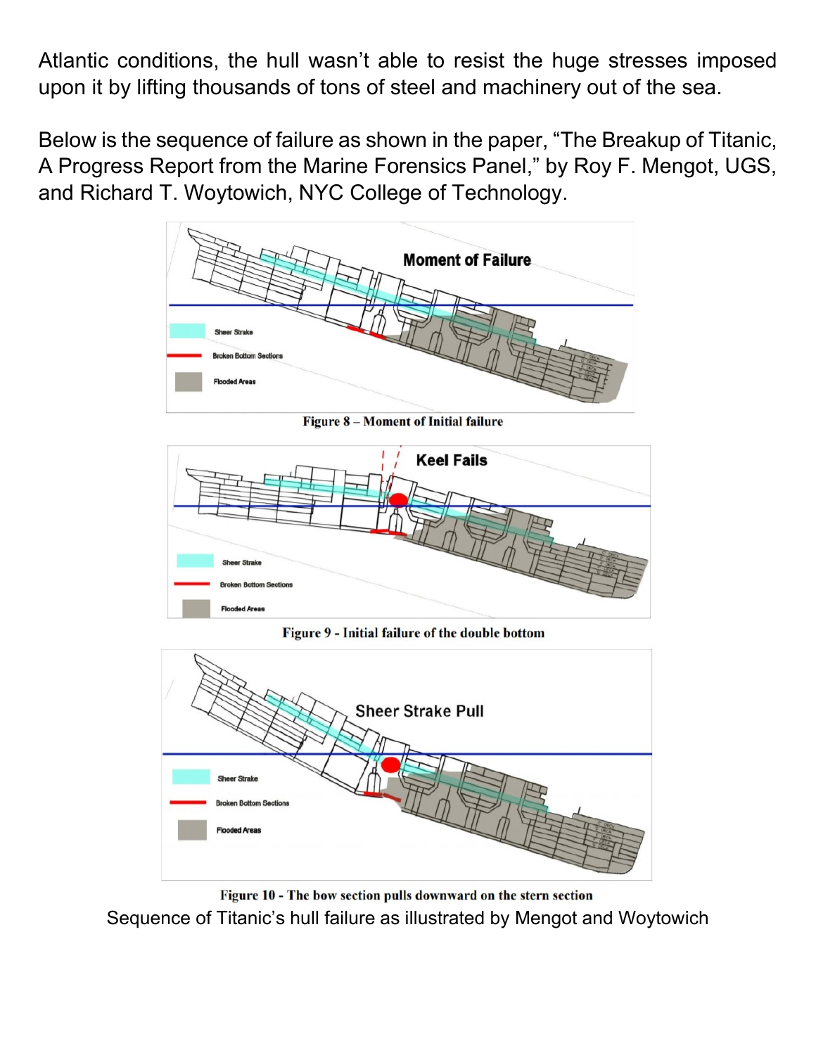Atlantic conditions, the hull wasn't able to resist the huge stresses imposed upon it by lifting thousands of tons of steel and machinery out of the sea.

Below is the sequence of failure as shown in the paper, "The Breakup of Titanic, A Progress Report from the Marine Forensics Panel," by Roy F. Mengot, UGS, and Richard T. Woytowich, NYC College of Technology.

Moment of Failure

Sheer Strake

Broken Bottom Sections

Flooded Areas

**Figure 8 – Moment of Initial failure**

Keel Fails

Sheer Strake

Broken Bottom Sections

Flooded Areas

**Figure 9 - Initial failure of the double bottom**

Sheer Strake Pull

Sheer Strake

Broken Bottom Sections

Flooded Areas

**Figure 10 - The bow section pulls downward on the stern section**

Sequence of Titanic's hull failure as illustrated by Mengot and Woytowich